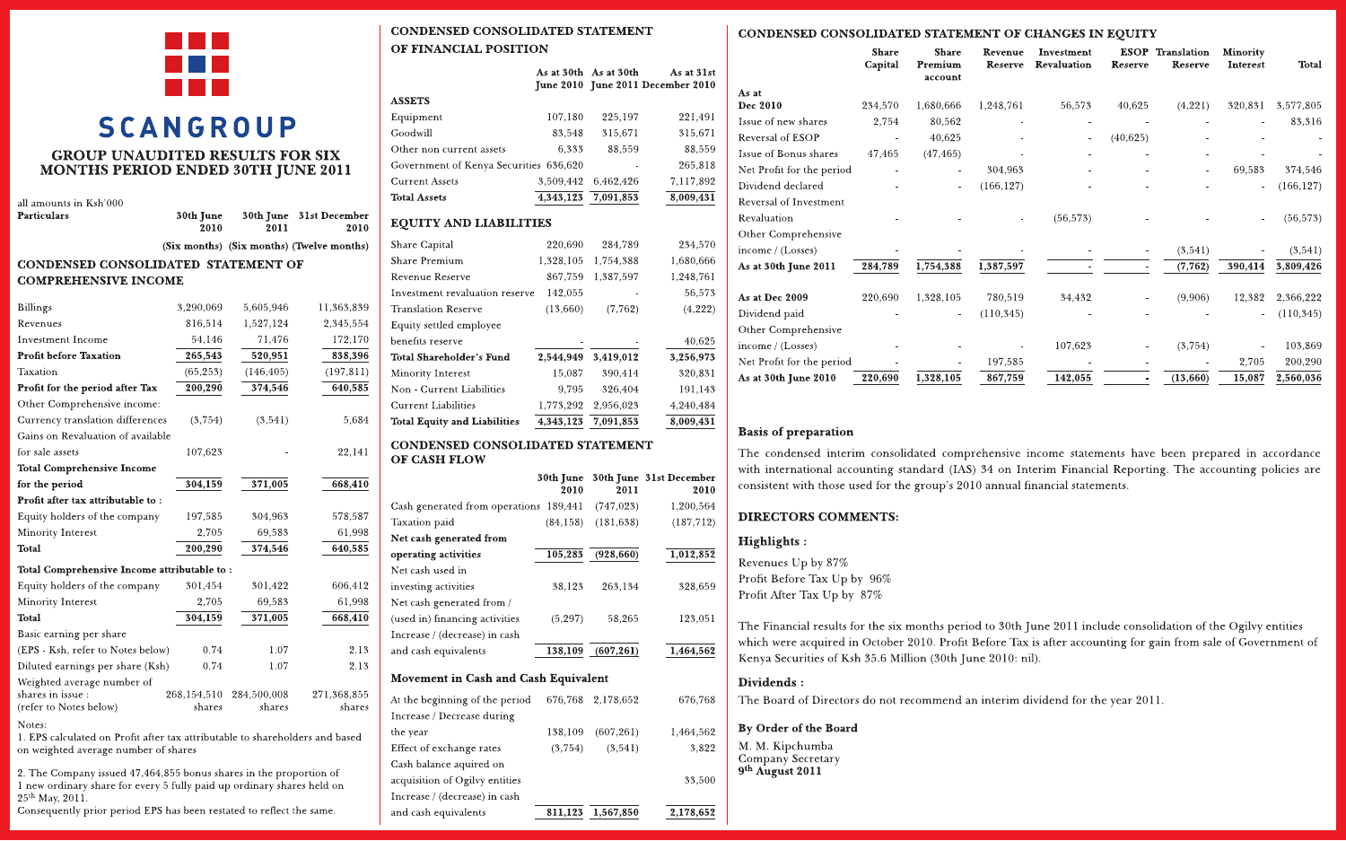# SCANGROUP

## GROUP UNAUDITED RESULTS FOR SIX MONTHS PERIOD ENDED 30TH JUNE 2011

all amounts in Ksh'000

### CONDENSED CONSOLIDATED STATEMENT OF COMPREHENSIVE INCOME

| Particulars | 30th June 2010 (Six months) | 30th June 2011 (Six months) | 31st December 2010 (Twelve months) |
|---|---|---|---|
| Billings | 3,290,069 | 5,605,946 | 11,363,839 |
| Revenues | 816,514 | 1,527,124 | 2,345,554 |
| Investment Income | 54,146 | 71,476 | 172,170 |
| **Profit before Taxation** | **265,543** | **520,951** | **838,396** |
| Taxation | (65,253) | (146,405) | (197,811) |
| **Profit for the period after Tax** | **200,290** | **374,546** | **640,585** |
| Other Comprehensive income: | | | |
| Currency translation differences | (3,754) | (3,541) | 5,684 |
| Gains on Revaluation of available for sale assets | 107,623 | - | 22,141 |
| **Total Comprehensive Income for the period** | **304,159** | **371,005** | **668,410** |
| **Profit after tax attributable to :** | | | |
| Equity holders of the company | 197,585 | 304,963 | 578,587 |
| Minority Interest | 2,705 | 69,583 | 61,998 |
| **Total** | **200,290** | **374,546** | **640,585** |
| **Total Comprehensive Income attributable to :** | | | |
| Equity holders of the company | 301,454 | 301,422 | 606,412 |
| Minority Interest | 2,705 | 69,583 | 61,998 |
| **Total** | **304,159** | **371,005** | **668,410** |
| Basic earning per share (EPS - Ksh, refer to Notes below) | 0.74 | 1.07 | 2.13 |
| Diluted earnings per share (Ksh) | 0.74 | 1.07 | 2.13 |
| Weighted average number of shares in issue : (refer to Notes below) | 268,154,510 shares | 284,500,008 shares | 271,368,855 shares |

Notes:

1. EPS calculated on Profit after tax attributable to shareholders and based on weighted average number of shares
2. The Company issued 47,464,855 bonus shares in the proportion of 1 new ordinary share for every 5 fully paid up ordinary shares held on 25th May, 2011. Consequently prior period EPS has been restated to reflect the same.

### CONDENSED CONSOLIDATED STATEMENT OF FINANCIAL POSITION

| | As at 30th June 2010 | As at 30th June 2011 | As at 31st December 2010 |
|---|---|---|---|
| **ASSETS** | | | |
| Equipment | 107,180 | 225,197 | 221,491 |
| Goodwill | 83,548 | 315,671 | 315,671 |
| Other non current assets | 6,333 | 88,559 | 88,559 |
| Government of Kenya Securities | 636,620 | - | 265,818 |
| Current Assets | 3,509,442 | 6,462,426 | 7,117,892 |
| **Total Assets** | **4,343,123** | **7,091,853** | **8,009,431** |
| **EQUITY AND LIABILITIES** | | | |
| Share Capital | 220,690 | 284,789 | 234,570 |
| Share Premium | 1,328,105 | 1,754,388 | 1,680,666 |
| Revenue Reserve | 867,759 | 1,387,597 | 1,248,761 |
| Investment revaluation reserve | 142,055 | - | 56,573 |
| Translation Reserve | (13,660) | (7,762) | (4,222) |
| Equity settled employee benefits reserve | - | - | 40,625 |
| **Total Shareholder's Fund** | **2,544,949** | **3,419,012** | **3,256,973** |
| Minority Interest | 15,087 | 390,414 | 320,831 |
| Non - Current Liabilities | 9,795 | 326,404 | 191,143 |
| Current Liabilities | 1,773,292 | 2,956,023 | 4,240,484 |
| **Total Equity and Liabilities** | **4,343,123** | **7,091,853** | **8,009,431** |

### CONDENSED CONSOLIDATED STATEMENT OF CASH FLOW

| | 30th June 2010 | 30th June 2011 | 31st December 2010 |
|---|---|---|---|
| Cash generated from operations | 189,441 | (747,023) | 1,200,564 |
| Taxation paid | (84,158) | (181,638) | (187,712) |
| **Net cash generated from operating activities** | **105,283** | **(928,660)** | **1,012,852** |
| Net cash used in investing activities | 38,123 | 263,134 | 328,659 |
| Net cash generated from / (used in) financing activities | (5,297) | 58,265 | 123,051 |
| Increase / (decrease) in cash and cash equivalents | **138,109** | **(607,261)** | **1,464,562** |

### Movement in Cash and Cash Equivalent

| | 30th June 2010 | 30th June 2011 | 31st December 2010 |
|---|---|---|---|
| At the beginning of the period | 676,768 | 2,178,652 | 676,768 |
| Increase / Decrease during the year | 138,109 | (607,261) | 1,464,562 |
| Effect of exchange rates | (3,754) | (3,541) | 3,822 |
| Cash balance aquired on acquisition of Ogilvy entities | | | 33,500 |
| Increase / (decrease) in cash and cash equivalents | **811,123** | **1,567,850** | **2,178,652** |

### CONDENSED CONSOLIDATED STATEMENT OF CHANGES IN EQUITY

| | Share Capital | Share Premium account | Revenue Reserve | Investment Revaluation | ESOP Reserve | Translation Reserve | Minority Interest | Total |
|---|---|---|---|---|---|---|---|---|
| **As at Dec 2010** | 234,570 | 1,680,666 | 1,248,761 | 56,573 | 40,625 | (4,221) | 320,831 | 3,577,805 |
| Issue of new shares | 2,754 | 80,562 | - | - | - | - | - | 83,316 |
| Reversal of ESOP | - | 40,625 | - | - | (40,625) | - | - | - |
| Issue of Bonus shares | 47,465 | (47,465) | - | - | - | - | - | - |
| Net Profit for the period | - | - | 304,963 | - | - | - | 69,583 | 374,546 |
| Dividend declared | - | - | (166,127) | - | - | - | - | (166,127) |
| Reversal of Investment Revaluation | - | - | - | (56,573) | - | - | - | (56,573) |
| Other Comprehensive income / (Losses) | - | - | - | - | - | (3,541) | - | (3,541) |
| **As at 30th June 2011** | **284,789** | **1,754,388** | **1,387,597** | **-** | **-** | **(7,762)** | **390,414** | **3,809,426** |
| | | | | | | | | |
| **As at Dec 2009** | 220,690 | 1,328,105 | 780,519 | 34,432 | - | (9,906) | 12,382 | 2,366,222 |
| Dividend paid | - | - | (110,345) | - | - | - | - | (110,345) |
| Other Comprehensive income / (Losses) | - | - | - | 107,623 | - | (3,754) | - | 103,869 |
| Net Profit for the period | - | - | 197,585 | - | - | - | 2,705 | 200,290 |
| **As at 30th June 2010** | **220,690** | **1,328,105** | **867,759** | **142,055** | **-** | **(13,660)** | **15,087** | **2,560,036** |

### Basis of preparation

The condensed interim consolidated comprehensive income statements have been prepared in accordance with international accounting standard (IAS) 34 on Interim Financial Reporting. The accounting policies are consistent with those used for the group's 2010 annual financial statements.

### DIRECTORS COMMENTS:

**Highlights :**

Revenues Up by 87%
Profit Before Tax Up by 96%
Profit After Tax Up by 87%

The Financial results for the six months period to 30th June 2011 include consolidation of the Ogilvy entities which were acquired in October 2010. Profit Before Tax is after accounting for gain from sale of Government of Kenya Securities of Ksh 35.6 Million (30th June 2010: nil).

**Dividends :**

The Board of Directors do not recommend an interim dividend for the year 2011.

**By Order of the Board**

M. M. Kipchumba
Company Secretary
**9th August 2011**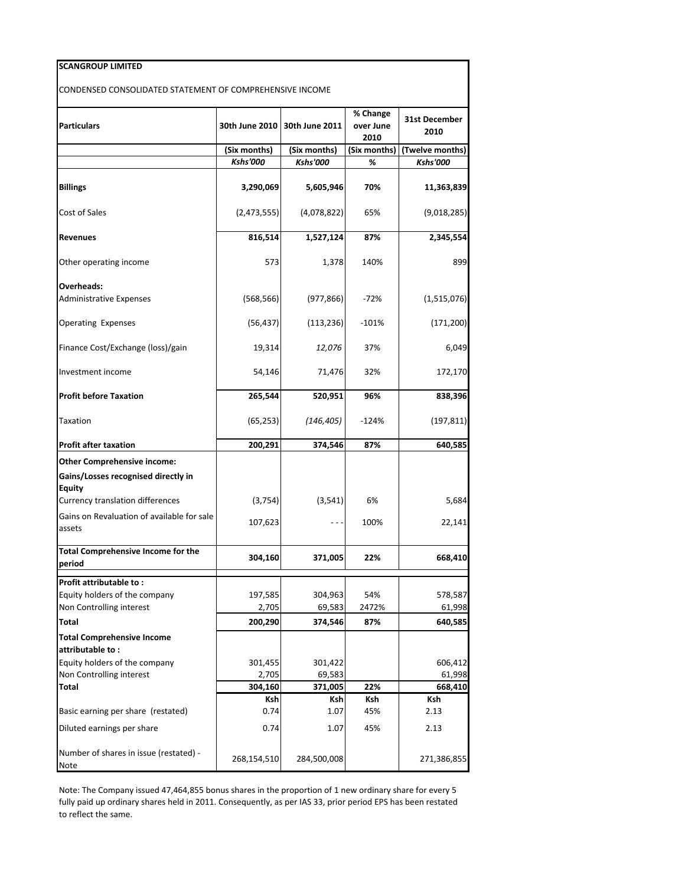**SCANGROUP LIMITED**

CONDENSED CONSOLIDATED STATEMENT OF COMPREHENSIVE INCOME

| **Particulars** | **30th June 2010** | **30th June 2011** | **% Change over June 2010** | **31st December 2010** |
|---|---|---|---|---|
| | **(Six months)** | **(Six months)** | **(Six months)** | **(Twelve months)** |
| | ***Kshs'000*** | ***Kshs'000*** | **%** | ***Kshs'000*** |
| **Billings** | **3,290,069** | **5,605,946** | **70%** | **11,363,839** |
| Cost of Sales | (2,473,555) | (4,078,822) | 65% | (9,018,285) |
| **Revenues** | **816,514** | **1,527,124** | **87%** | **2,345,554** |
| Other operating income | 573 | 1,378 | 140% | 899 |
| **Overheads:** | | | | |
| Administrative Expenses | (568,566) | (977,866) | -72% | (1,515,076) |
| Operating Expenses | (56,437) | (113,236) | -101% | (171,200) |
| Finance Cost/Exchange (loss)/gain | 19,314 | *12,076* | 37% | 6,049 |
| Investment income | 54,146 | 71,476 | 32% | 172,170 |
| **Profit before Taxation** | **265,544** | **520,951** | **96%** | **838,396** |
| Taxation | (65,253) | *(146,405)* | -124% | (197,811) |
| **Profit after taxation** | **200,291** | **374,546** | **87%** | **640,585** |
| **Other Comprehensive income:** | | | | |
| **Gains/Losses recognised directly in Equity** | | | | |
| Currency translation differences | (3,754) | (3,541) | 6% | 5,684 |
| Gains on Revaluation of available for sale assets | 107,623 | --- | 100% | 22,141 |
| **Total Comprehensive Income for the period** | **304,160** | **371,005** | **22%** | **668,410** |
| **Profit attributable to :** | | | | |
| Equity holders of the company | 197,585 | 304,963 | 54% | 578,587 |
| Non Controlling interest | 2,705 | 69,583 | 2472% | 61,998 |
| **Total** | **200,290** | **374,546** | **87%** | **640,585** |
| **Total Comprehensive Income attributable to :** | | | | |
| Equity holders of the company | 301,455 | 301,422 | | 606,412 |
| Non Controlling interest | 2,705 | 69,583 | | 61,998 |
| **Total** | **304,160** | **371,005** | **22%** | **668,410** |
| | **Ksh** | **Ksh** | **Ksh** | **Ksh** |
| Basic earning per share (restated) | 0.74 | 1.07 | 45% | 2.13 |
| Diluted earnings per share | 0.74 | 1.07 | 45% | 2.13 |
| Number of shares in issue (restated) - Note | 268,154,510 | 284,500,008 | | 271,386,855 |

Note: The Company issued 47,464,855 bonus shares in the proportion of 1 new ordinary share for every 5 fully paid up ordinary shares held in 2011. Consequently, as per IAS 33, prior period EPS has been restated to reflect the same.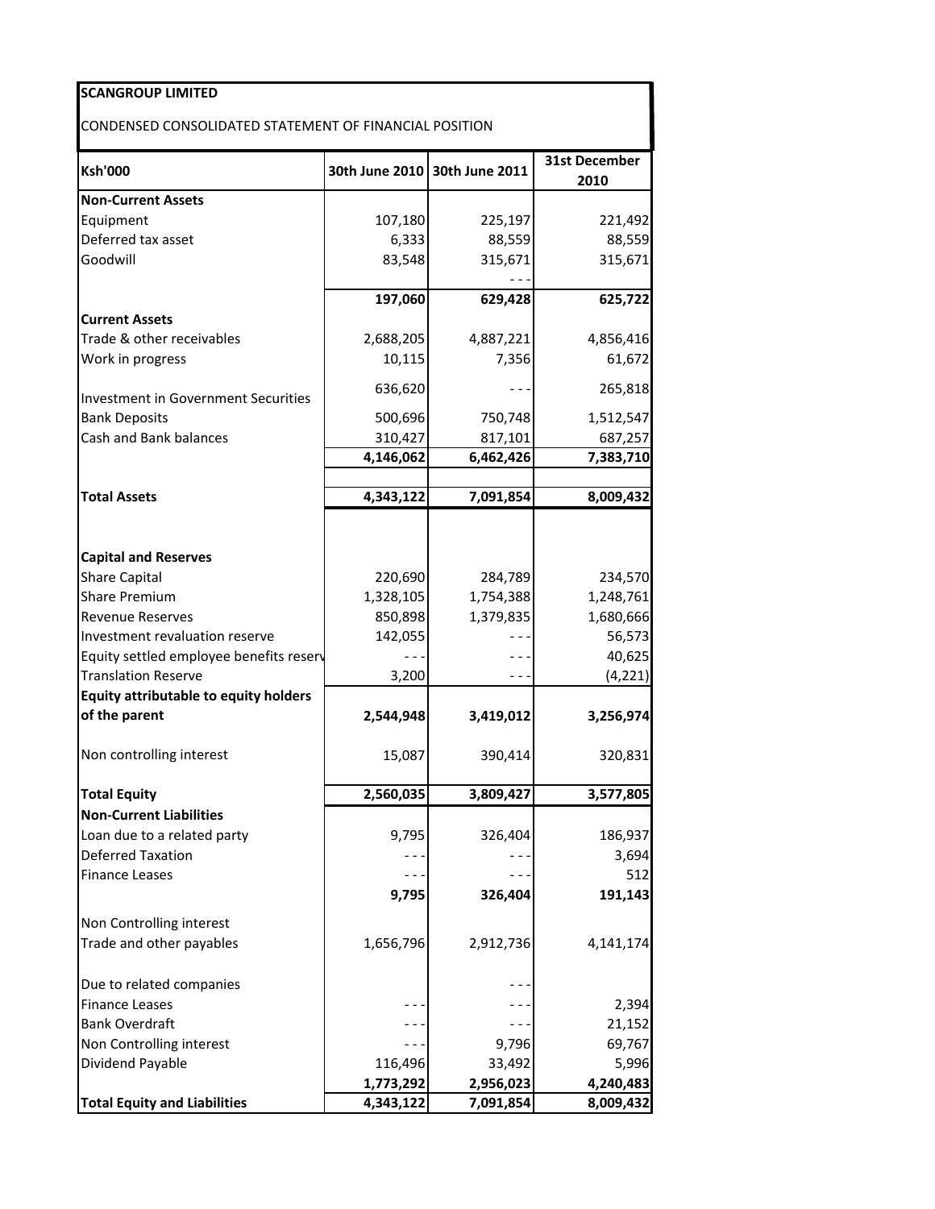**SCANGROUP LIMITED**

CONDENSED CONSOLIDATED STATEMENT OF FINANCIAL POSITION

| Ksh'000 | 30th June 2010 | 30th June 2011 | 31st December 2010 |
|---|---|---|---|
| **Non-Current Assets** | | | |
| Equipment | 107,180 | 225,197 | 221,492 |
| Deferred tax asset | 6,333 | 88,559 | 88,559 |
| Goodwill | 83,548 | 315,671 | 315,671 |
| | | - - - | |
| | **197,060** | **629,428** | **625,722** |
| **Current Assets** | | | |
| Trade & other receivables | 2,688,205 | 4,887,221 | 4,856,416 |
| Work in progress | 10,115 | 7,356 | 61,672 |
| Investment in Government Securities | 636,620 | - - - | 265,818 |
| Bank Deposits | 500,696 | 750,748 | 1,512,547 |
| Cash and Bank balances | 310,427 | 817,101 | 687,257 |
| | **4,146,062** | **6,462,426** | **7,383,710** |
| **Total Assets** | **4,343,122** | **7,091,854** | **8,009,432** |
| **Capital and Reserves** | | | |
| Share Capital | 220,690 | 284,789 | 234,570 |
| Share Premium | 1,328,105 | 1,754,388 | 1,248,761 |
| Revenue Reserves | 850,898 | 1,379,835 | 1,680,666 |
| Investment revaluation reserve | 142,055 | - - - | 56,573 |
| Equity settled employee benefits reserv | - - - | - - - | 40,625 |
| Translation Reserve | 3,200 | - - - | (4,221) |
| **Equity attributable to equity holders of the parent** | **2,544,948** | **3,419,012** | **3,256,974** |
| Non controlling interest | 15,087 | 390,414 | 320,831 |
| **Total Equity** | **2,560,035** | **3,809,427** | **3,577,805** |
| **Non-Current Liabilities** | | | |
| Loan due to a related party | 9,795 | 326,404 | 186,937 |
| Deferred Taxation | - - - | - - - | 3,694 |
| Finance Leases | - - - | - - - | 512 |
| | **9,795** | **326,404** | **191,143** |
| Non Controlling interest | | | |
| Trade and other payables | 1,656,796 | 2,912,736 | 4,141,174 |
| Due to related companies | | - - - | |
| Finance Leases | - - - | - - - | 2,394 |
| Bank Overdraft | - - - | - - - | 21,152 |
| Non Controlling interest | - - - | 9,796 | 69,767 |
| Dividend Payable | 116,496 | 33,492 | 5,996 |
| | **1,773,292** | **2,956,023** | **4,240,483** |
| **Total Equity and Liabilities** | **4,343,122** | **7,091,854** | **8,009,432** |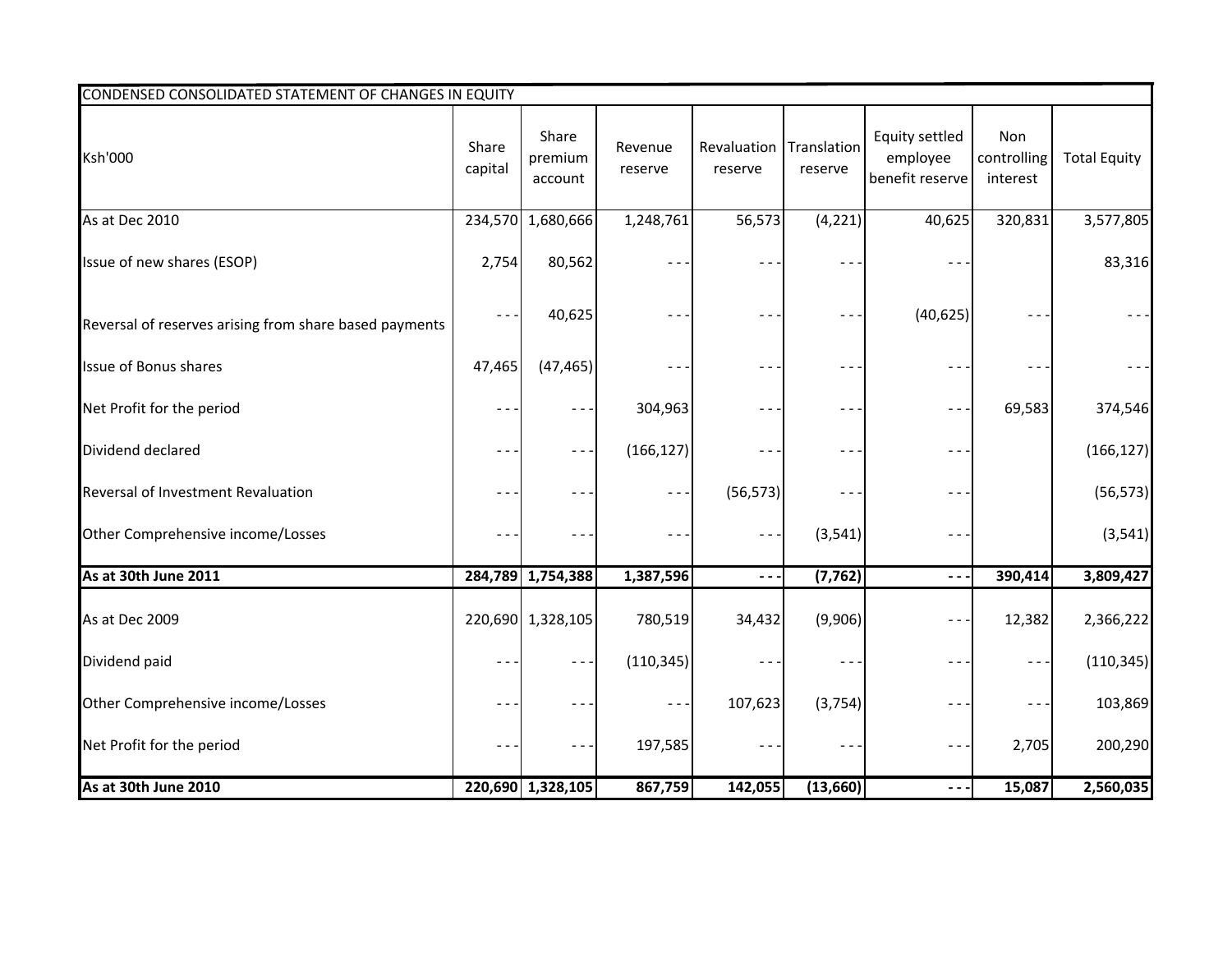| CONDENSED CONSOLIDATED STATEMENT OF CHANGES IN EQUITY | | | | | | | | |
|---|---|---|---|---|---|---|---|---|
| Ksh'000 | Share capital | Share premium account | Revenue reserve | Revaluation reserve | Translation reserve | Equity settled employee benefit reserve | Non controlling interest | Total Equity |
| As at Dec 2010 | 234,570 | 1,680,666 | 1,248,761 | 56,573 | (4,221) | 40,625 | 320,831 | 3,577,805 |
| Issue of new shares (ESOP) | 2,754 | 80,562 | - - - | - - - | - - - | - - - | | 83,316 |
| Reversal of reserves arising from share based payments | - - - | 40,625 | - - - | - - - | - - - | (40,625) | - - - | - - - |
| Issue of Bonus shares | 47,465 | (47,465) | - - - | - - - | - - - | - - - | - - - | - - - |
| Net Profit for the period | - - - | - - - | 304,963 | - - - | - - - | - - - | 69,583 | 374,546 |
| Dividend declared | - - - | - - - | (166,127) | - - - | - - - | - - - | | (166,127) |
| Reversal of Investment Revaluation | - - - | - - - | - - - | (56,573) | - - - | - - - | | (56,573) |
| Other Comprehensive income/Losses | - - - | - - - | - - - | - - - | (3,541) | - - - | | (3,541) |
| **As at 30th June 2011** | **284,789** | **1,754,388** | **1,387,596** | **- - -** | **(7,762)** | **- - -** | **390,414** | **3,809,427** |
| As at Dec 2009 | 220,690 | 1,328,105 | 780,519 | 34,432 | (9,906) | - - - | 12,382 | 2,366,222 |
| Dividend paid | - - - | - - - | (110,345) | - - - | - - - | - - - | - - - | (110,345) |
| Other Comprehensive income/Losses | - - - | - - - | - - - | 107,623 | (3,754) | - - - | - - - | 103,869 |
| Net Profit for the period | - - - | - - - | 197,585 | - - - | - - - | - - - | 2,705 | 200,290 |
| **As at 30th June 2010** | **220,690** | **1,328,105** | **867,759** | **142,055** | **(13,660)** | **- - -** | **15,087** | **2,560,035** |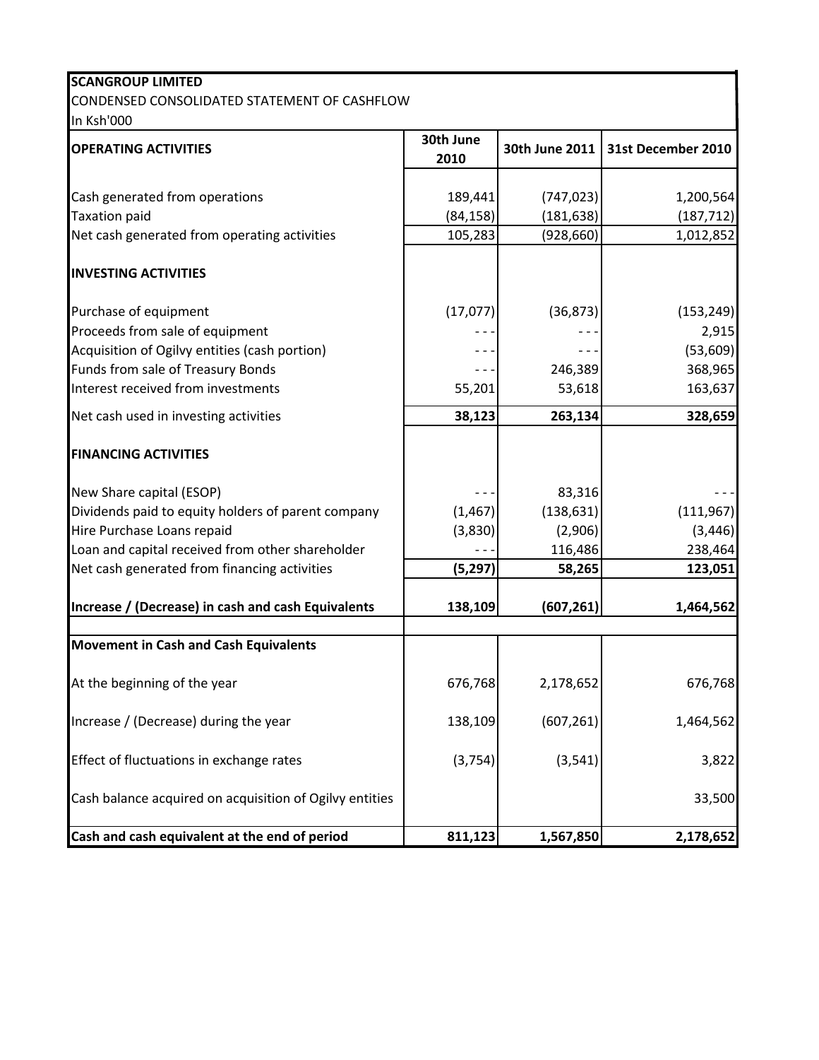**SCANGROUP LIMITED**

CONDENSED CONSOLIDATED STATEMENT OF CASHFLOW

In Ksh'000

| **OPERATING ACTIVITIES** | **30th June 2010** | **30th June 2011** | **31st December 2010** |
|---|---|---|---|
| Cash generated from operations | 189,441 | (747,023) | 1,200,564 |
| Taxation paid | (84,158) | (181,638) | (187,712) |
| Net cash generated from operating activities | 105,283 | (928,660) | 1,012,852 |
| **INVESTING ACTIVITIES** | | | |
| Purchase of equipment | (17,077) | (36,873) | (153,249) |
| Proceeds from sale of equipment | --- | --- | 2,915 |
| Acquisition of Ogilvy entities (cash portion) | --- | --- | (53,609) |
| Funds from sale of Treasury Bonds | --- | 246,389 | 368,965 |
| Interest received from investments | 55,201 | 53,618 | 163,637 |
| Net cash used in investing activities | **38,123** | **263,134** | **328,659** |
| **FINANCING ACTIVITIES** | | | |
| New Share capital (ESOP) | --- | 83,316 | --- |
| Dividends paid to equity holders of parent company | (1,467) | (138,631) | (111,967) |
| Hire Purchase Loans repaid | (3,830) | (2,906) | (3,446) |
| Loan and capital received from other shareholder | --- | 116,486 | 238,464 |
| Net cash generated from financing activities | **(5,297)** | **58,265** | **123,051** |
| **Increase / (Decrease) in cash and cash Equivalents** | **138,109** | **(607,261)** | **1,464,562** |
| **Movement in Cash and Cash Equivalents** | | | |
| At the beginning of the year | 676,768 | 2,178,652 | 676,768 |
| Increase / (Decrease) during the year | 138,109 | (607,261) | 1,464,562 |
| Effect of fluctuations in exchange rates | (3,754) | (3,541) | 3,822 |
| Cash balance acquired on acquisition of Ogilvy entities | | | 33,500 |
| **Cash and cash equivalent at the end of period** | **811,123** | **1,567,850** | **2,178,652** |